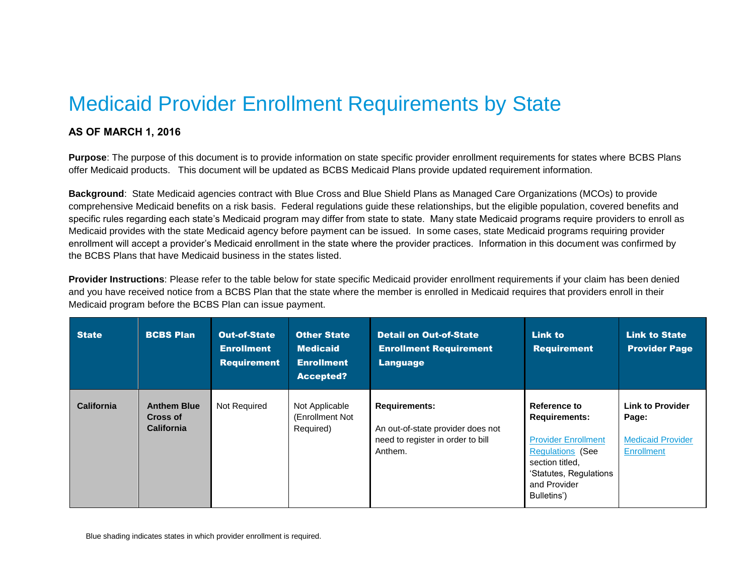# Medicaid Provider Enrollment Requirements by State

**AS OF MARCH 1, 2016**

**Purpose**: The purpose of this document is to provide information on state specific provider enrollment requirements for states where BCBS Plans offer Medicaid products. This document will be updated as BCBS Medicaid Plans provide updated requirement information.

**Background**: State Medicaid agencies contract with Blue Cross and Blue Shield Plans as Managed Care Organizations (MCOs) to provide comprehensive Medicaid benefits on a risk basis. Federal regulations guide these relationships, but the eligible population, covered benefits and specific rules regarding each state's Medicaid program may differ from state to state. Many state Medicaid programs require providers to enroll as Medicaid provides with the state Medicaid agency before payment can be issued. In some cases, state Medicaid programs requiring provider enrollment will accept a provider's Medicaid enrollment in the state where the provider practices. Information in this document was confirmed by the BCBS Plans that have Medicaid business in the states listed.

**Provider Instructions**: Please refer to the table below for state specific Medicaid provider enrollment requirements if your claim has been denied and you have received notice from a BCBS Plan that the state where the member is enrolled in Medicaid requires that providers enroll in their Medicaid program before the BCBS Plan can issue payment.

| State | BCBS Plan | Out-of-State Enrollment Requirement | Other State Medicaid Enrollment Accepted? | Detail on Out-of-State Enrollment Requirement Language | Link to Requirement | Link to State Provider Page |
|---|---|---|---|---|---|---|
| **California** | **Anthem Blue Cross of California** | Not Required | Not Applicable (Enrollment Not Required) | **Requirements:**<br><br>An out-of-state provider does not need to register in order to bill Anthem. | **Reference to Requirements:**<br><br>Provider Enrollment Regulations (See section titled, 'Statutes, Regulations and Provider Bulletins') | **Link to Provider Page:**<br><br>Medicaid Provider Enrollment |

Blue shading indicates states in which provider enrollment is required.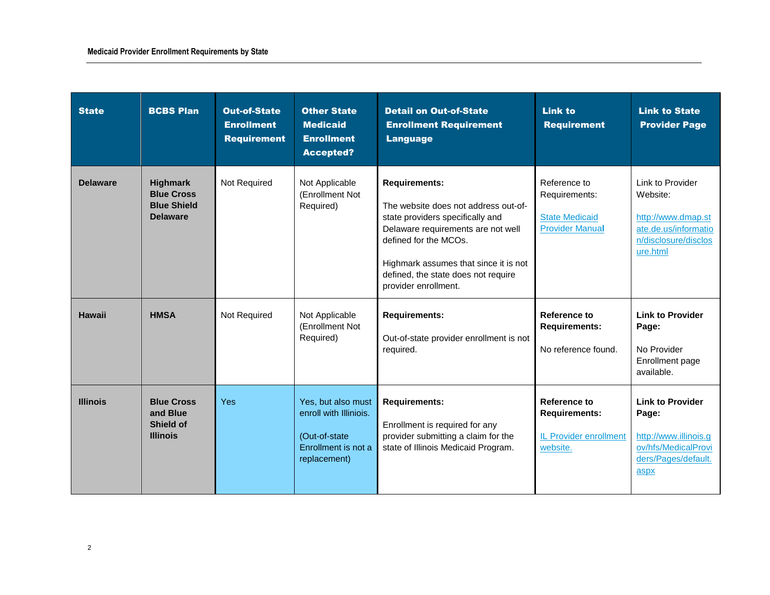| State | BCBS Plan | Out-of-State Enrollment Requirement | Other State Medicaid Enrollment Accepted? | Detail on Out-of-State Enrollment Requirement Language | Link to Requirement | Link to State Provider Page |
|---|---|---|---|---|---|---|
| **Delaware** | **Highmark Blue Cross Blue Shield Delaware** | Not Required | Not Applicable (Enrollment Not Required) | **Requirements:** The website does not address out-of-state providers specifically and Delaware requirements are not well defined for the MCOs. Highmark assumes that since it is not defined, the state does not require provider enrollment. | Reference to Requirements: State Medicaid Provider Manual | Link to Provider Website: http://www.dmap.state.de.us/information/disclosure/disclosure.html |
| **Hawaii** | **HMSA** | Not Required | Not Applicable (Enrollment Not Required) | **Requirements:** Out-of-state provider enrollment is not required. | **Reference to Requirements:** No reference found. | **Link to Provider Page:** No Provider Enrollment page available. |
| **Illinois** | **Blue Cross and Blue Shield of Illinois** | Yes | Yes, but also must enroll with Illiniois. (Out-of-state Enrollment is not a replacement) | **Requirements:** Enrollment is required for any provider submitting a claim for the state of Illinois Medicaid Program. | **Reference to Requirements:** IL Provider enrollment website. | **Link to Provider Page:** http://www.illinois.gov/hfs/MedicalProviders/Pages/default.aspx |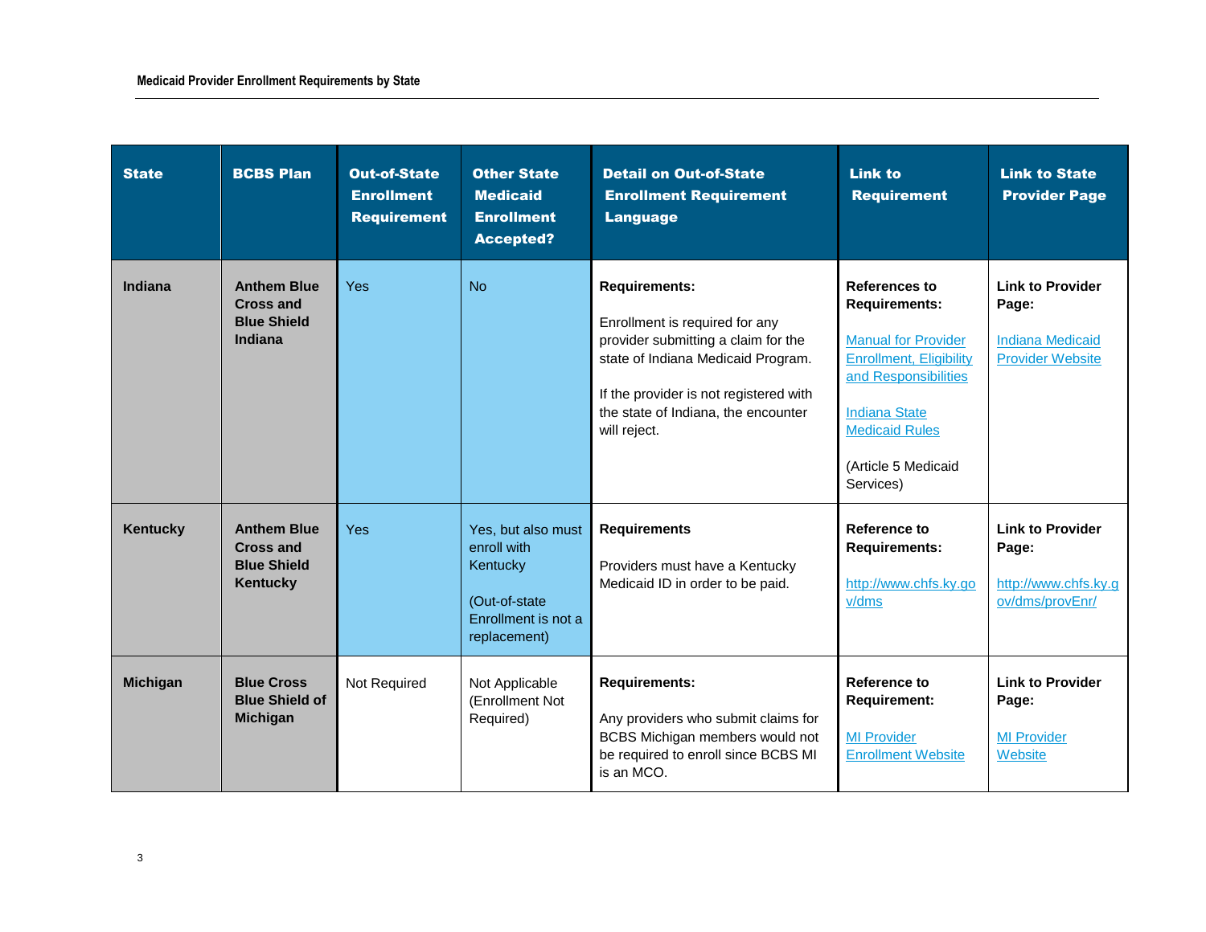| State | BCBS Plan | Out-of-State Enrollment Requirement | Other State Medicaid Enrollment Accepted? | Detail on Out-of-State Enrollment Requirement Language | Link to Requirement | Link to State Provider Page |
|---|---|---|---|---|---|---|
| **Indiana** | **Anthem Blue Cross and Blue Shield Indiana** | Yes | No | **Requirements:**<br><br>Enrollment is required for any provider submitting a claim for the state of Indiana Medicaid Program.<br><br>If the provider is not registered with the state of Indiana, the encounter will reject. | **References to Requirements:**<br><br>Manual for Provider Enrollment, Eligibility and Responsibilities<br><br>Indiana State Medicaid Rules<br><br>(Article 5 Medicaid Services) | **Link to Provider Page:**<br><br>Indiana Medicaid Provider Website |
| **Kentucky** | **Anthem Blue Cross and Blue Shield Kentucky** | Yes | Yes, but also must enroll with Kentucky<br><br>(Out-of-state Enrollment is not a replacement) | **Requirements**<br><br>Providers must have a Kentucky Medicaid ID in order to be paid. | **Reference to Requirements:**<br><br>http://www.chfs.ky.gov/dms | **Link to Provider Page:**<br><br>http://www.chfs.ky.gov/dms/provEnr/ |
| **Michigan** | **Blue Cross Blue Shield of Michigan** | Not Required | Not Applicable (Enrollment Not Required) | **Requirements:**<br><br>Any providers who submit claims for BCBS Michigan members would not be required to enroll since BCBS MI is an MCO. | **Reference to Requirement:**<br><br>MI Provider Enrollment Website | **Link to Provider Page:**<br><br>MI Provider Website |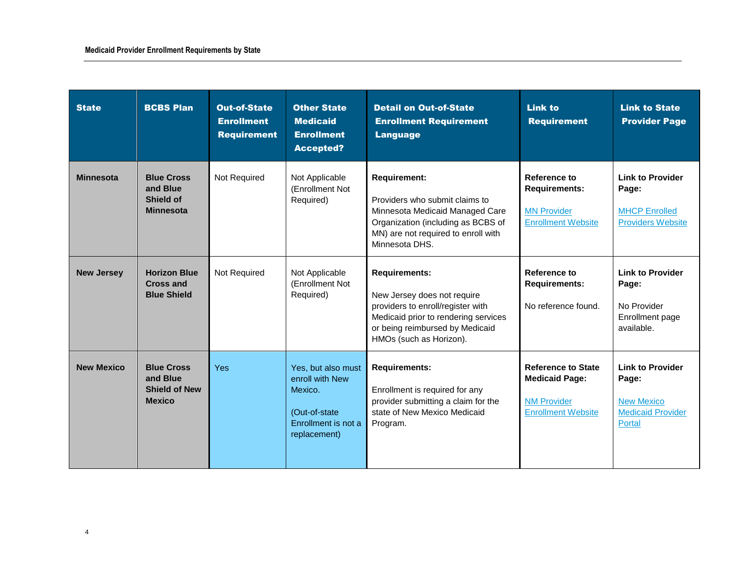| State | BCBS Plan | Out-of-State Enrollment Requirement | Other State Medicaid Enrollment Accepted? | Detail on Out-of-State Enrollment Requirement Language | Link to Requirement | Link to State Provider Page |
|---|---|---|---|---|---|---|
| **Minnesota** | **Blue Cross and Blue Shield of Minnesota** | Not Required | Not Applicable (Enrollment Not Required) | **Requirement:** Providers who submit claims to Minnesota Medicaid Managed Care Organization (including as BCBS of MN) are not required to enroll with Minnesota DHS. | **Reference to Requirements:** MN Provider Enrollment Website | **Link to Provider Page:** MHCP Enrolled Providers Website |
| **New Jersey** | **Horizon Blue Cross and Blue Shield** | Not Required | Not Applicable (Enrollment Not Required) | **Requirements:** New Jersey does not require providers to enroll/register with Medicaid prior to rendering services or being reimbursed by Medicaid HMOs (such as Horizon). | **Reference to Requirements:** No reference found. | **Link to Provider Page:** No Provider Enrollment page available. |
| **New Mexico** | **Blue Cross and Blue Shield of New Mexico** | Yes | Yes, but also must enroll with New Mexico. (Out-of-state Enrollment is not a replacement) | **Requirements:** Enrollment is required for any provider submitting a claim for the state of New Mexico Medicaid Program. | **Reference to State Medicaid Page:** NM Provider Enrollment Website | **Link to Provider Page:** New Mexico Medicaid Provider Portal |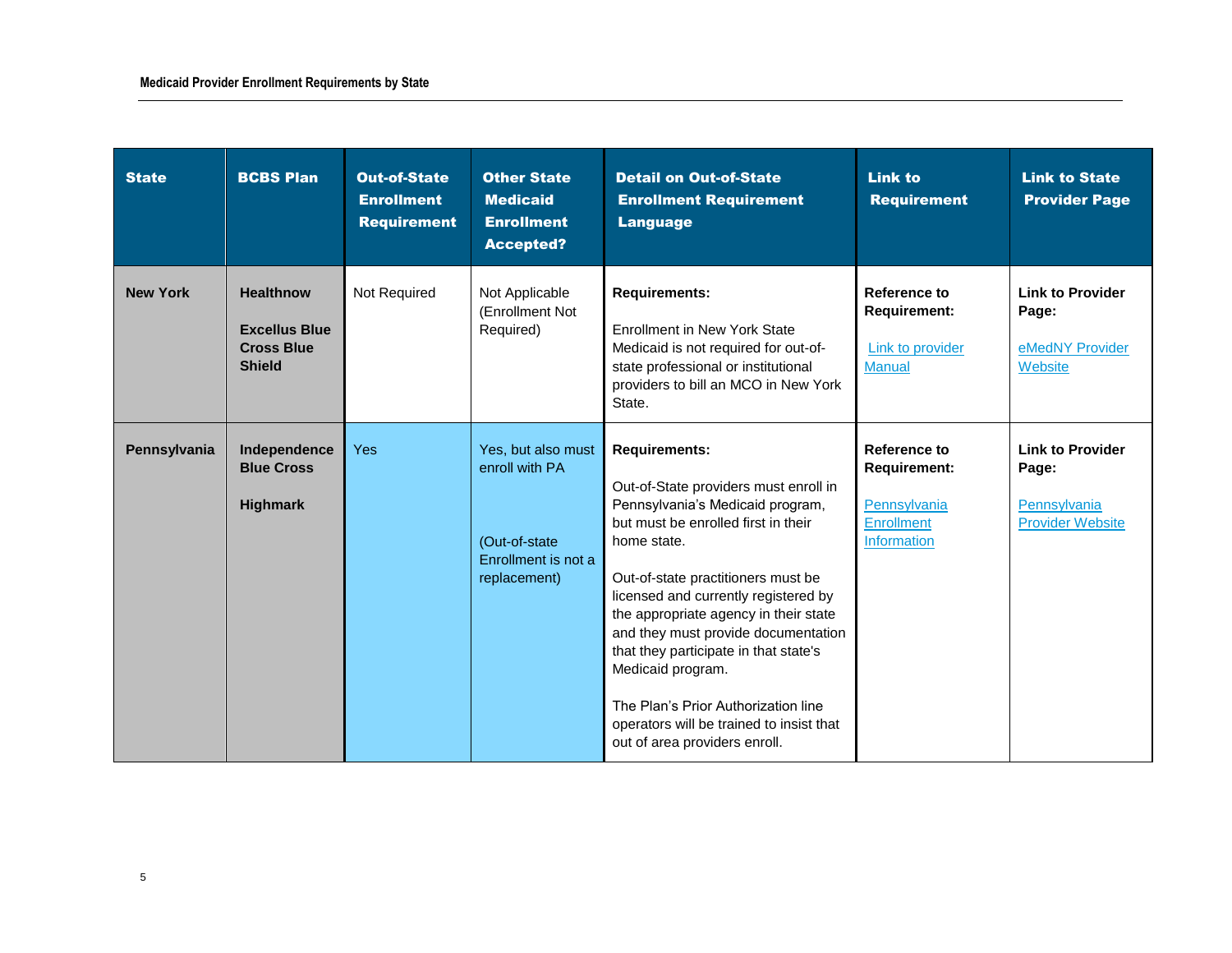| State | BCBS Plan | Out-of-State Enrollment Requirement | Other State Medicaid Enrollment Accepted? | Detail on Out-of-State Enrollment Requirement Language | Link to Requirement | Link to State Provider Page |
|---|---|---|---|---|---|---|
| **New York** | **Healthnow**<br><br>**Excellus Blue Cross Blue Shield** | Not Required | Not Applicable (Enrollment Not Required) | **Requirements:**<br><br>Enrollment in New York State Medicaid is not required for out-of-state professional or institutional providers to bill an MCO in New York State. | **Reference to Requirement:**<br><br>Link to provider Manual | **Link to Provider Page:**<br><br>eMedNY Provider Website |
| **Pennsylvania** | **Independence Blue Cross**<br><br>**Highmark** | Yes | Yes, but also must enroll with PA<br><br>(Out-of-state Enrollment is not a replacement) | **Requirements:**<br><br>Out-of-State providers must enroll in Pennsylvania's Medicaid program, but must be enrolled first in their home state.<br><br>Out-of-state practitioners must be licensed and currently registered by the appropriate agency in their state and they must provide documentation that they participate in that state's Medicaid program.<br><br>The Plan's Prior Authorization line operators will be trained to insist that out of area providers enroll. | **Reference to Requirement:**<br><br>Pennsylvania Enrollment Information | **Link to Provider Page:**<br><br>Pennsylvania Provider Website |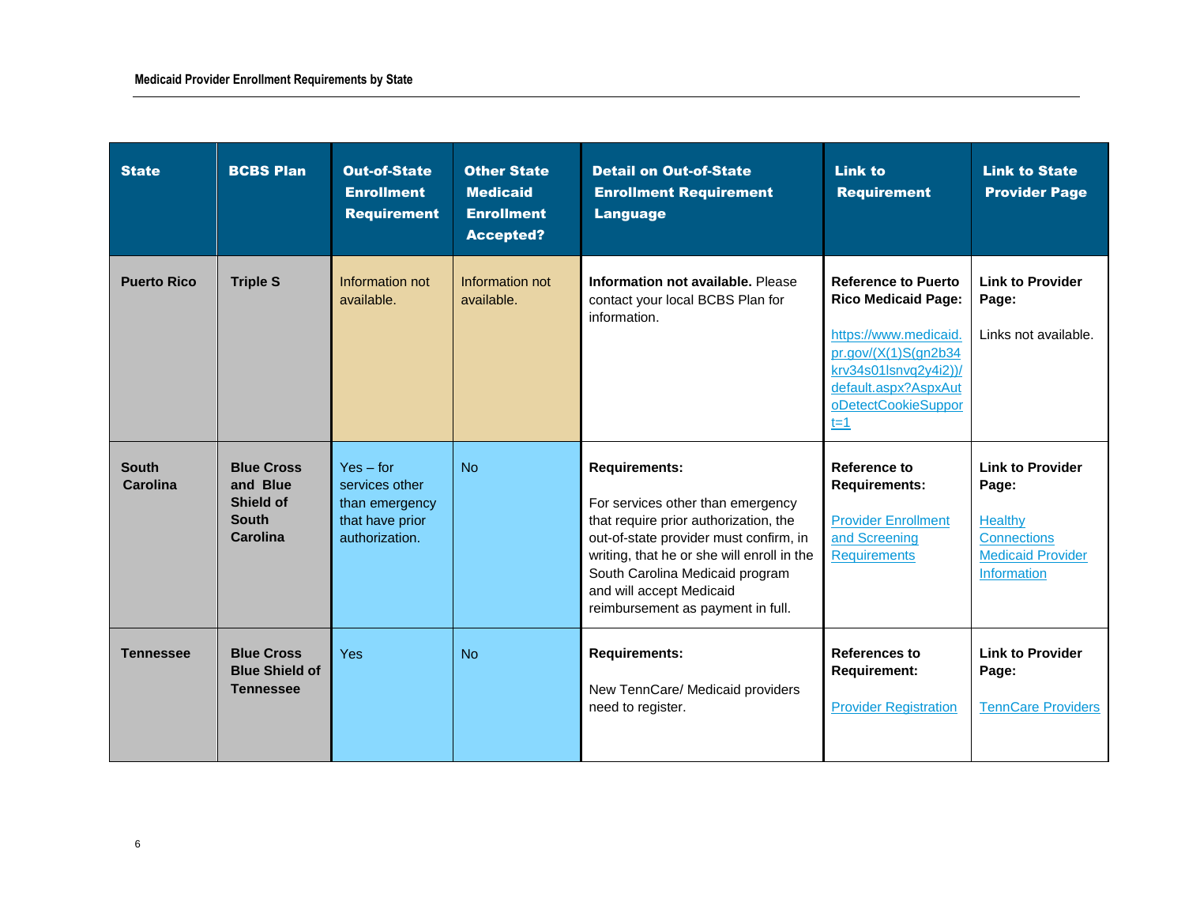| State | BCBS Plan | Out-of-State Enrollment Requirement | Other State Medicaid Enrollment Accepted? | Detail on Out-of-State Enrollment Requirement Language | Link to Requirement | Link to State Provider Page |
|---|---|---|---|---|---|---|
| **Puerto Rico** | **Triple S** | Information not available. | Information not available. | **Information not available.** Please contact your local BCBS Plan for information. | **Reference to Puerto Rico Medicaid Page:** https://www.medicaid.pr.gov/(X(1)S(gn2b34krv34s01lsnvq2y4i2))/default.aspx?AspxAutoDetectCookieSupport=1 | **Link to Provider Page:** Links not available. |
| **South Carolina** | **Blue Cross and Blue Shield of South Carolina** | Yes – for services other than emergency that have prior authorization. | No | **Requirements:** For services other than emergency that require prior authorization, the out-of-state provider must confirm, in writing, that he or she will enroll in the South Carolina Medicaid program and will accept Medicaid reimbursement as payment in full. | **Reference to Requirements:** Provider Enrollment and Screening Requirements | **Link to Provider Page:** Healthy Connections Medicaid Provider Information |
| **Tennessee** | **Blue Cross Blue Shield of Tennessee** | Yes | No | **Requirements:** New TennCare/ Medicaid providers need to register. | **References to Requirement:** Provider Registration | **Link to Provider Page:** TennCare Providers |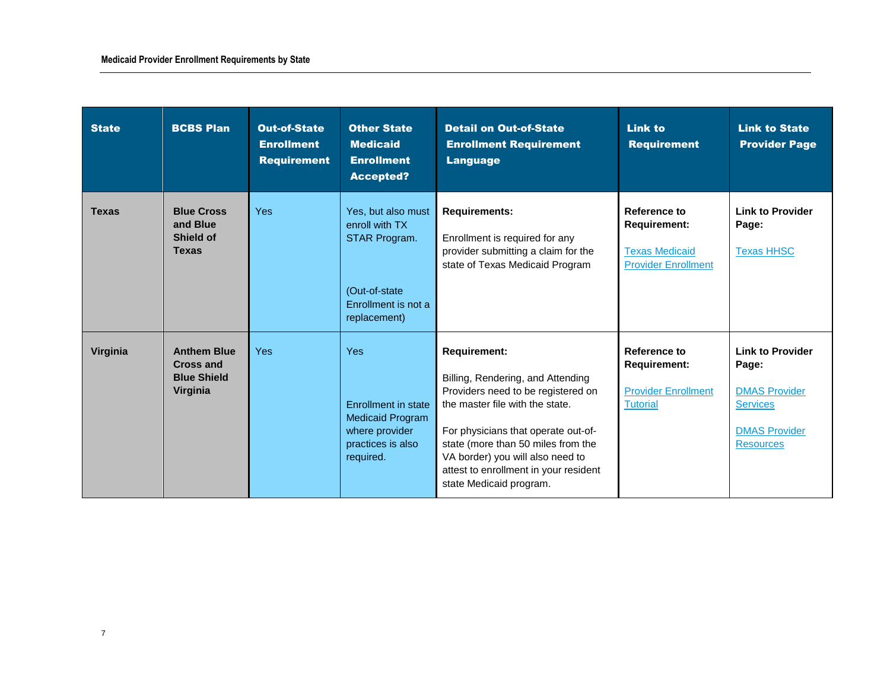| State | BCBS Plan | Out-of-State Enrollment Requirement | Other State Medicaid Enrollment Accepted? | Detail on Out-of-State Enrollment Requirement Language | Link to Requirement | Link to State Provider Page |
|---|---|---|---|---|---|---|
| **Texas** | **Blue Cross and Blue Shield of Texas** | Yes | Yes, but also must enroll with TX STAR Program.<br><br>(Out-of-state Enrollment is not a replacement) | **Requirements:**<br><br>Enrollment is required for any provider submitting a claim for the state of Texas Medicaid Program | **Reference to Requirement:**<br><br>Texas Medicaid Provider Enrollment | **Link to Provider Page:**<br><br>Texas HHSC |
| **Virginia** | **Anthem Blue Cross and Blue Shield Virginia** | Yes | Yes<br><br>Enrollment in state Medicaid Program where provider practices is also required. | **Requirement:**<br><br>Billing, Rendering, and Attending Providers need to be registered on the master file with the state.<br><br>For physicians that operate out-of-state (more than 50 miles from the VA border) you will also need to attest to enrollment in your resident state Medicaid program. | **Reference to Requirement:**<br><br>Provider Enrollment Tutorial | **Link to Provider Page:**<br><br>DMAS Provider Services<br><br>DMAS Provider Resources |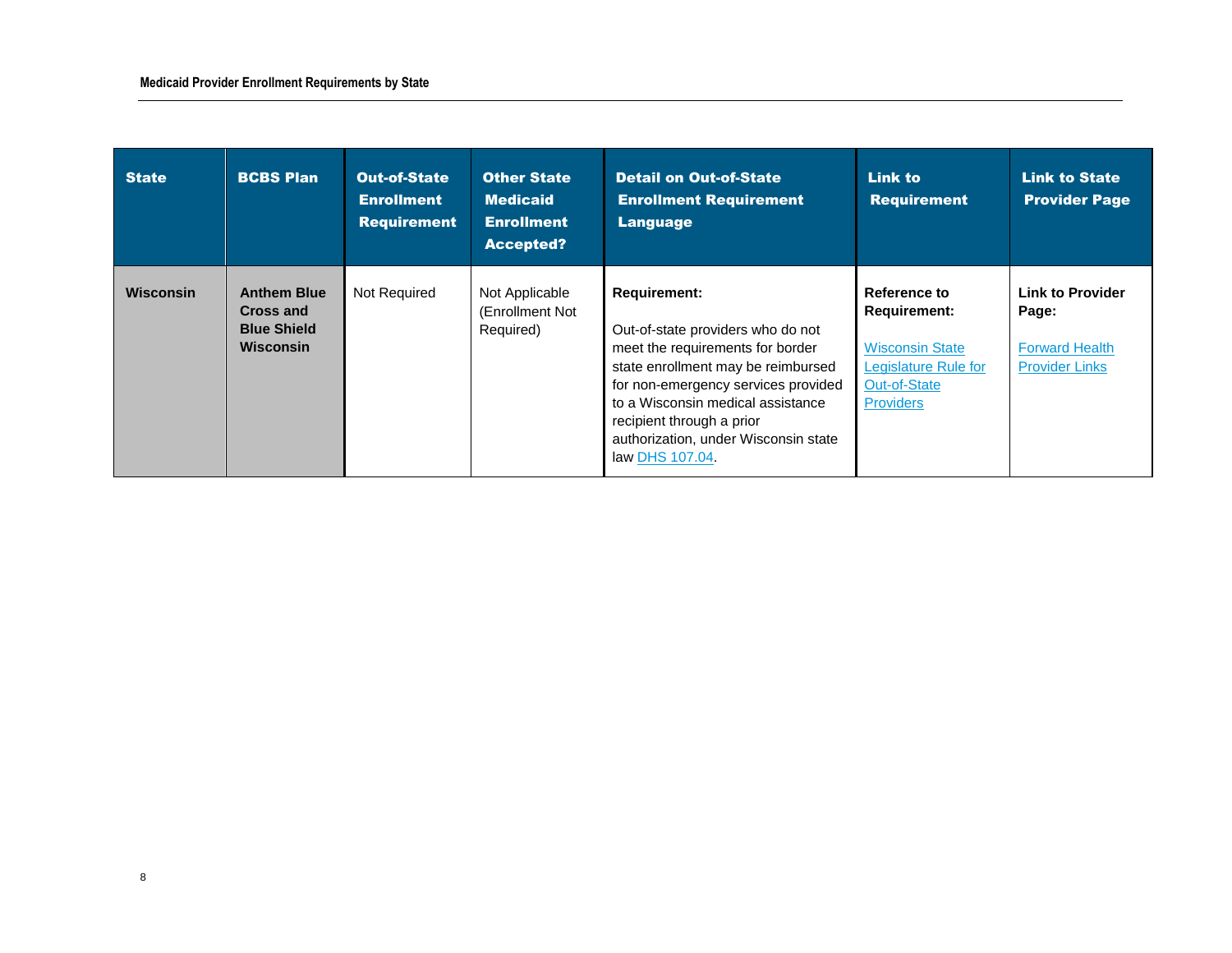| State | BCBS Plan | Out-of-State Enrollment Requirement | Other State Medicaid Enrollment Accepted? | Detail on Out-of-State Enrollment Requirement Language | Link to Requirement | Link to State Provider Page |
|---|---|---|---|---|---|---|
| **Wisconsin** | **Anthem Blue Cross and Blue Shield Wisconsin** | Not Required | Not Applicable (Enrollment Not Required) | **Requirement:**<br><br>Out-of-state providers who do not meet the requirements for border state enrollment may be reimbursed for non-emergency services provided to a Wisconsin medical assistance recipient through a prior authorization, under Wisconsin state law DHS 107.04. | **Reference to Requirement:**<br><br>Wisconsin State Legislature Rule for Out-of-State Providers | **Link to Provider Page:**<br><br>Forward Health Provider Links |